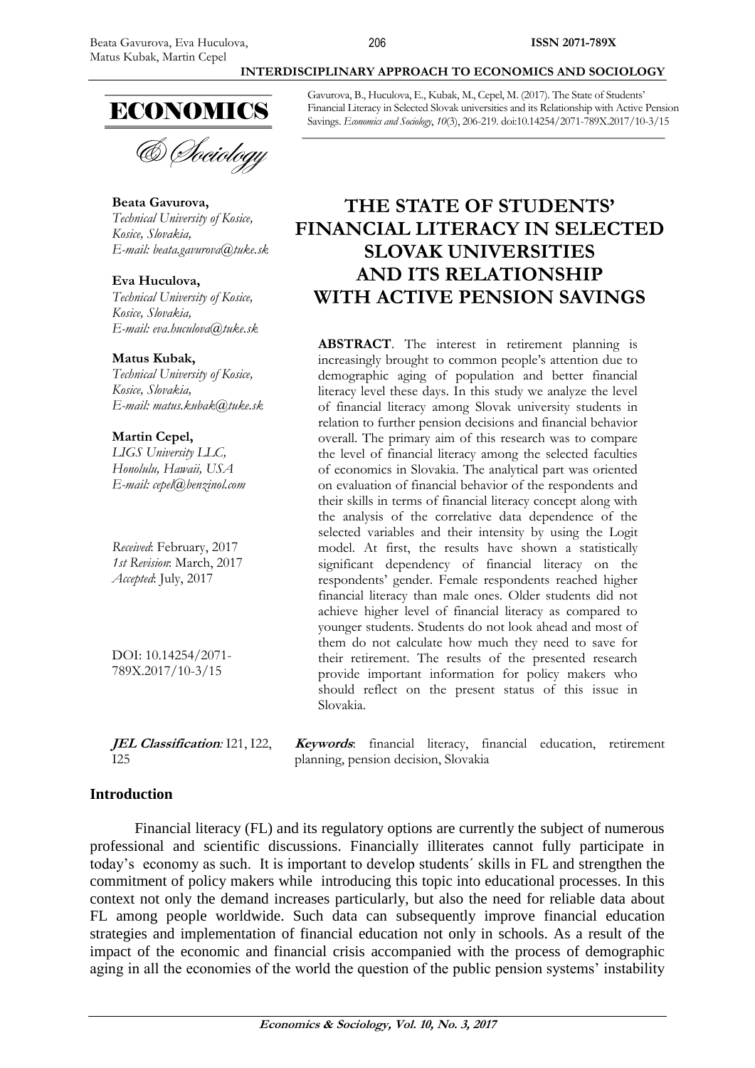Gavurova, B., Huculova, E., Kubak, M., Cepel, M. (2017). The State of Students' Financial Literacy in Selected Slovak universities and its Relationship with Active Pension Savings. *Economics and Sociology*, *10*(3), 206-219. doi:10.14254/2071-789X.2017/10-3/15

**Beata Gavurova,**
*Technical University of Kosice, Kosice, Slovakia,*
*E-mail: beata.gavurova@tuke.sk*

**Eva Huculova,**
*Technical University of Kosice, Kosice, Slovakia,*
*E-mail: eva.huculova@tuke.sk*

**Matus Kubak,**
*Technical University of Kosice, Kosice, Slovakia,*
*E-mail: matus.kubak@tuke.sk*

**Martin Cepel,**
*LIGS University LLC, Honolulu, Hawaii, USA*
*E-mail: cepel@benzinol.com*

*Received*: February, 2017
*1st Revision*: March, 2017
*Accepted*: July, 2017

DOI: 10.14254/2071-789X.2017/10-3/15

# THE STATE OF STUDENTS' FINANCIAL LITERACY IN SELECTED SLOVAK UNIVERSITIES AND ITS RELATIONSHIP WITH ACTIVE PENSION SAVINGS

**ABSTRACT**. The interest in retirement planning is increasingly brought to common people's attention due to demographic aging of population and better financial literacy level these days. In this study we analyze the level of financial literacy among Slovak university students in relation to further pension decisions and financial behavior overall. The primary aim of this research was to compare the level of financial literacy among the selected faculties of economics in Slovakia. The analytical part was oriented on evaluation of financial behavior of the respondents and their skills in terms of financial literacy concept along with the analysis of the correlative data dependence of the selected variables and their intensity by using the Logit model. At first, the results have shown a statistically significant dependency of financial literacy on the respondents' gender. Female respondents reached higher financial literacy than male ones. Older students did not achieve higher level of financial literacy as compared to younger students. Students do not look ahead and most of them do not calculate how much they need to save for their retirement. The results of the presented research provide important information for policy makers who should reflect on the present status of this issue in Slovakia.

***JEL Classification:*** I21, I22, I25

***Keywords***: financial literacy, financial education, retirement planning, pension decision, Slovakia

## Introduction

Financial literacy (FL) and its regulatory options are currently the subject of numerous professional and scientific discussions. Financially illiterates cannot fully participate in today's economy as such. It is important to develop students´ skills in FL and strengthen the commitment of policy makers while introducing this topic into educational processes. In this context not only the demand increases particularly, but also the need for reliable data about FL among people worldwide. Such data can subsequently improve financial education strategies and implementation of financial education not only in schools. As a result of the impact of the economic and financial crisis accompanied with the process of demographic aging in all the economies of the world the question of the public pension systems' instability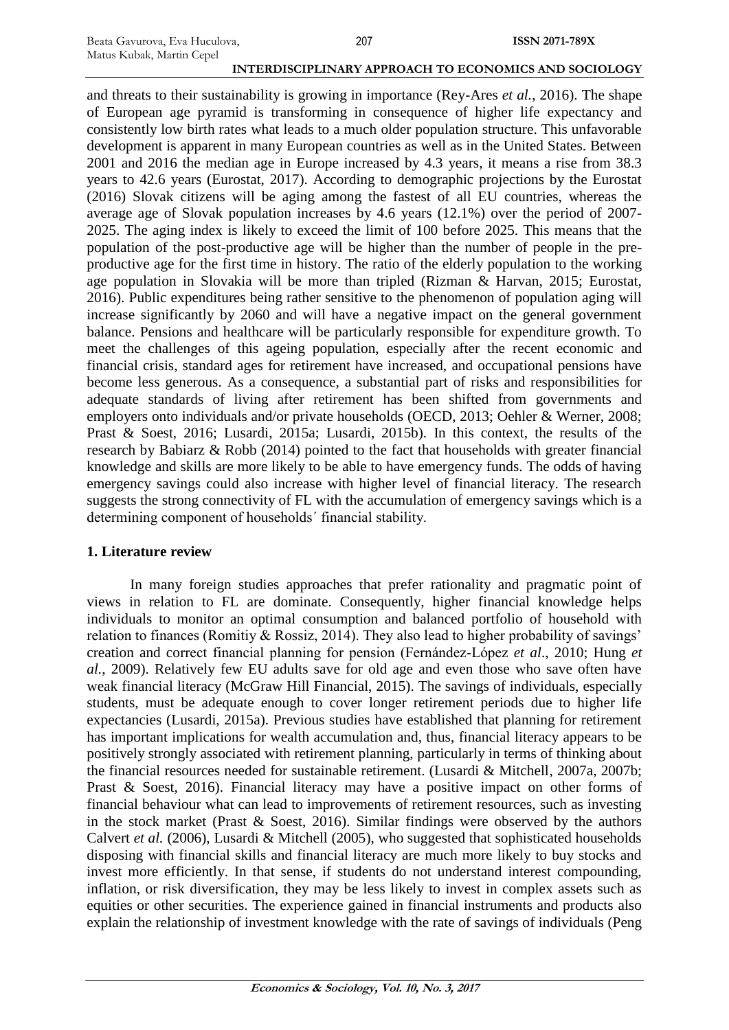and threats to their sustainability is growing in importance (Rey-Ares *et al.*, 2016). The shape of European age pyramid is transforming in consequence of higher life expectancy and consistently low birth rates what leads to a much older population structure. This unfavorable development is apparent in many European countries as well as in the United States. Between 2001 and 2016 the median age in Europe increased by 4.3 years, it means a rise from 38.3 years to 42.6 years (Eurostat, 2017). According to demographic projections by the Eurostat (2016) Slovak citizens will be aging among the fastest of all EU countries, whereas the average age of Slovak population increases by 4.6 years (12.1%) over the period of 2007-2025. The aging index is likely to exceed the limit of 100 before 2025. This means that the population of the post-productive age will be higher than the number of people in the pre-productive age for the first time in history. The ratio of the elderly population to the working age population in Slovakia will be more than tripled (Rizman & Harvan, 2015; Eurostat, 2016). Public expenditures being rather sensitive to the phenomenon of population aging will increase significantly by 2060 and will have a negative impact on the general government balance. Pensions and healthcare will be particularly responsible for expenditure growth. To meet the challenges of this ageing population, especially after the recent economic and financial crisis, standard ages for retirement have increased, and occupational pensions have become less generous. As a consequence, a substantial part of risks and responsibilities for adequate standards of living after retirement has been shifted from governments and employers onto individuals and/or private households (OECD, 2013; Oehler & Werner, 2008; Prast & Soest, 2016; Lusardi, 2015a; Lusardi, 2015b). In this context, the results of the research by Babiarz & Robb (2014) pointed to the fact that households with greater financial knowledge and skills are more likely to be able to have emergency funds. The odds of having emergency savings could also increase with higher level of financial literacy. The research suggests the strong connectivity of FL with the accumulation of emergency savings which is a determining component of households´ financial stability.

## 1. Literature review

In many foreign studies approaches that prefer rationality and pragmatic point of views in relation to FL are dominate. Consequently, higher financial knowledge helps individuals to monitor an optimal consumption and balanced portfolio of household with relation to finances (Romitiy & Rossiz, 2014). They also lead to higher probability of savings' creation and correct financial planning for pension (Fernández-López *et al*., 2010; Hung *et al.*, 2009). Relatively few EU adults save for old age and even those who save often have weak financial literacy (McGraw Hill Financial, 2015). The savings of individuals, especially students, must be adequate enough to cover longer retirement periods due to higher life expectancies (Lusardi, 2015a). Previous studies have established that planning for retirement has important implications for wealth accumulation and, thus, financial literacy appears to be positively strongly associated with retirement planning, particularly in terms of thinking about the financial resources needed for sustainable retirement. (Lusardi & Mitchell, 2007a, 2007b; Prast & Soest, 2016). Financial literacy may have a positive impact on other forms of financial behaviour what can lead to improvements of retirement resources, such as investing in the stock market (Prast & Soest, 2016). Similar findings were observed by the authors Calvert *et al.* (2006), Lusardi & Mitchell (2005), who suggested that sophisticated households disposing with financial skills and financial literacy are much more likely to buy stocks and invest more efficiently. In that sense, if students do not understand interest compounding, inflation, or risk diversification, they may be less likely to invest in complex assets such as equities or other securities. The experience gained in financial instruments and products also explain the relationship of investment knowledge with the rate of savings of individuals (Peng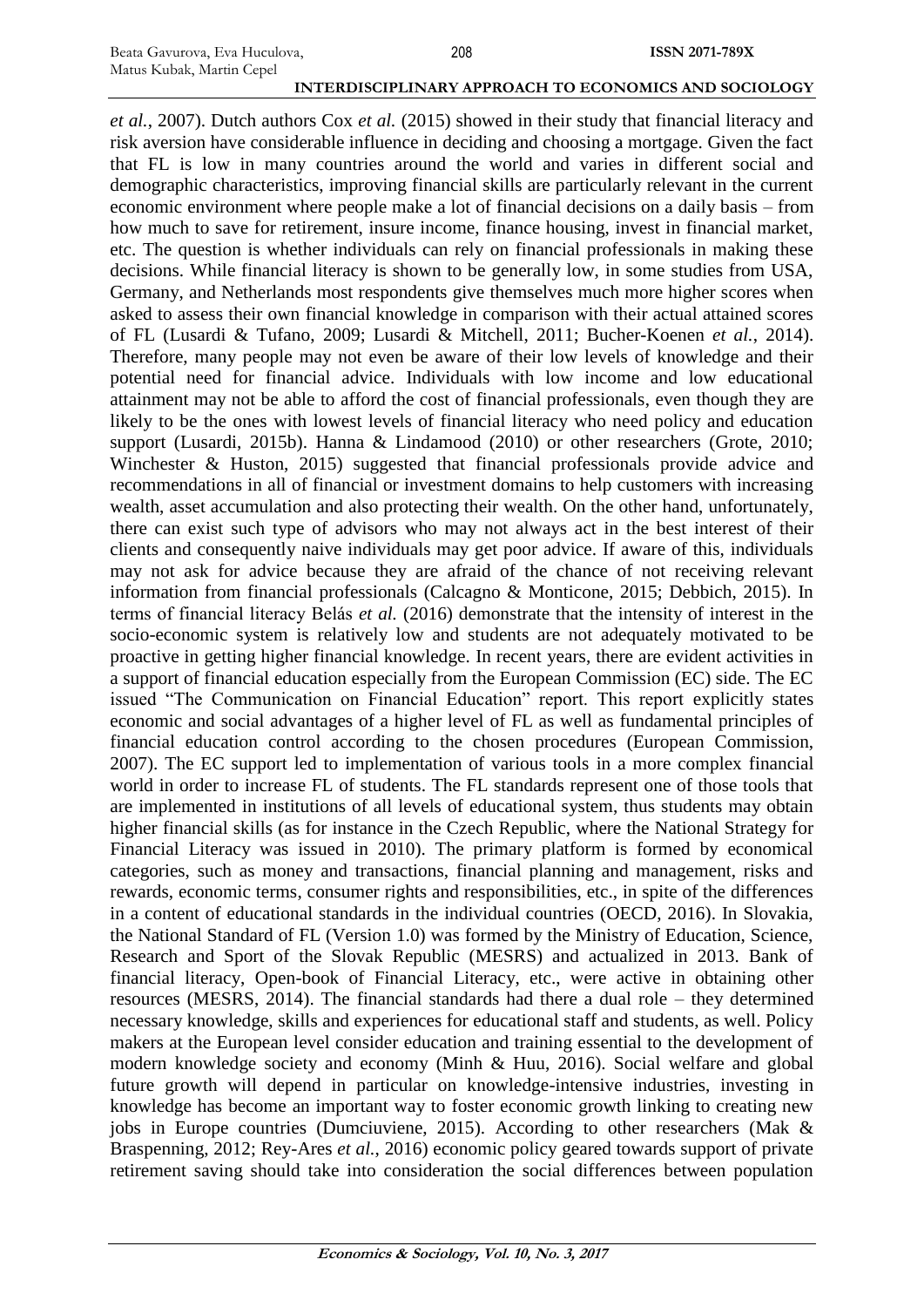*et al.*, 2007). Dutch authors Cox *et al.* (2015) showed in their study that financial literacy and risk aversion have considerable influence in deciding and choosing a mortgage. Given the fact that FL is low in many countries around the world and varies in different social and demographic characteristics, improving financial skills are particularly relevant in the current economic environment where people make a lot of financial decisions on a daily basis – from how much to save for retirement, insure income, finance housing, invest in financial market, etc. The question is whether individuals can rely on financial professionals in making these decisions. While financial literacy is shown to be generally low, in some studies from USA, Germany, and Netherlands most respondents give themselves much more higher scores when asked to assess their own financial knowledge in comparison with their actual attained scores of FL (Lusardi & Tufano, 2009; Lusardi & Mitchell, 2011; Bucher-Koenen *et al.*, 2014). Therefore, many people may not even be aware of their low levels of knowledge and their potential need for financial advice. Individuals with low income and low educational attainment may not be able to afford the cost of financial professionals, even though they are likely to be the ones with lowest levels of financial literacy who need policy and education support (Lusardi, 2015b). Hanna & Lindamood (2010) or other researchers (Grote, 2010; Winchester & Huston, 2015) suggested that financial professionals provide advice and recommendations in all of financial or investment domains to help customers with increasing wealth, asset accumulation and also protecting their wealth. On the other hand, unfortunately, there can exist such type of advisors who may not always act in the best interest of their clients and consequently naive individuals may get poor advice. If aware of this, individuals may not ask for advice because they are afraid of the chance of not receiving relevant information from financial professionals (Calcagno & Monticone, 2015; Debbich, 2015). In terms of financial literacy Belás *et al.* (2016) demonstrate that the intensity of interest in the socio-economic system is relatively low and students are not adequately motivated to be proactive in getting higher financial knowledge. In recent years, there are evident activities in a support of financial education especially from the European Commission (EC) side. The EC issued "The Communication on Financial Education" report. This report explicitly states economic and social advantages of a higher level of FL as well as fundamental principles of financial education control according to the chosen procedures (European Commission, 2007). The EC support led to implementation of various tools in a more complex financial world in order to increase FL of students. The FL standards represent one of those tools that are implemented in institutions of all levels of educational system, thus students may obtain higher financial skills (as for instance in the Czech Republic, where the National Strategy for Financial Literacy was issued in 2010). The primary platform is formed by economical categories, such as money and transactions, financial planning and management, risks and rewards, economic terms, consumer rights and responsibilities, etc., in spite of the differences in a content of educational standards in the individual countries (OECD, 2016). In Slovakia, the National Standard of FL (Version 1.0) was formed by the Ministry of Education, Science, Research and Sport of the Slovak Republic (MESRS) and actualized in 2013. Bank of financial literacy, Open-book of Financial Literacy, etc., were active in obtaining other resources (MESRS, 2014). The financial standards had there a dual role – they determined necessary knowledge, skills and experiences for educational staff and students, as well. Policy makers at the European level consider education and training essential to the development of modern knowledge society and economy (Minh & Huu, 2016). Social welfare and global future growth will depend in particular on knowledge-intensive industries, investing in knowledge has become an important way to foster economic growth linking to creating new jobs in Europe countries (Dumciuviene, 2015). According to other researchers (Mak & Braspenning, 2012; Rey-Ares *et al.*, 2016) economic policy geared towards support of private retirement saving should take into consideration the social differences between population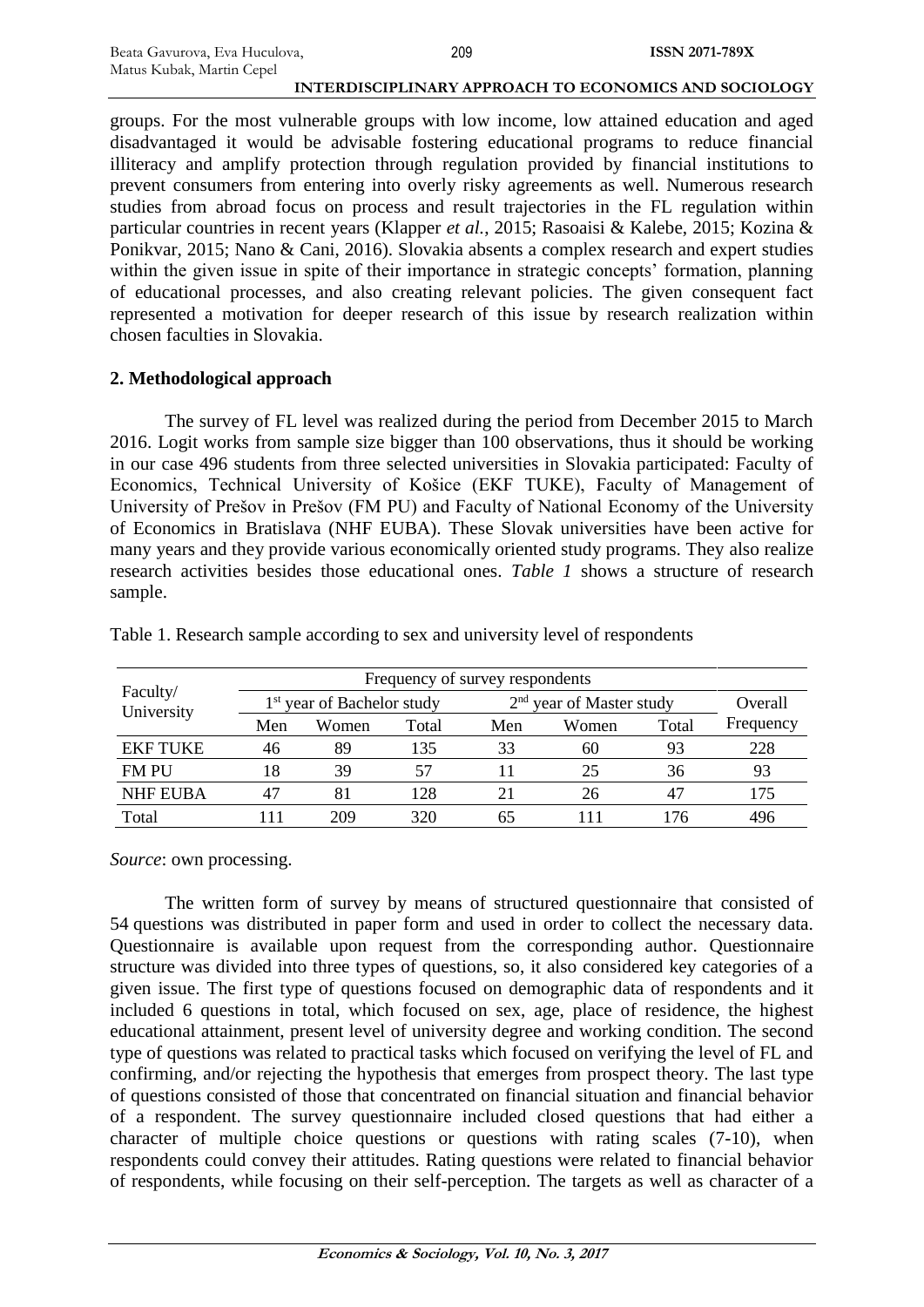groups. For the most vulnerable groups with low income, low attained education and aged disadvantaged it would be advisable fostering educational programs to reduce financial illiteracy and amplify protection through regulation provided by financial institutions to prevent consumers from entering into overly risky agreements as well. Numerous research studies from abroad focus on process and result trajectories in the FL regulation within particular countries in recent years (Klapper *et al.*, 2015; Rasoaisi & Kalebe, 2015; Kozina & Ponikvar, 2015; Nano & Cani, 2016). Slovakia absents a complex research and expert studies within the given issue in spite of their importance in strategic concepts' formation, planning of educational processes, and also creating relevant policies. The given consequent fact represented a motivation for deeper research of this issue by research realization within chosen faculties in Slovakia.

## 2. Methodological approach

The survey of FL level was realized during the period from December 2015 to March 2016. Logit works from sample size bigger than 100 observations, thus it should be working in our case 496 students from three selected universities in Slovakia participated: Faculty of Economics, Technical University of Košice (EKF TUKE), Faculty of Management of University of Prešov in Prešov (FM PU) and Faculty of National Economy of the University of Economics in Bratislava (NHF EUBA). These Slovak universities have been active for many years and they provide various economically oriented study programs. They also realize research activities besides those educational ones. *Table 1* shows a structure of research sample.

Table 1. Research sample according to sex and university level of respondents

| Faculty/ University | Frequency of survey respondents | | | | | | Overall Frequency |
|---|---|---|---|---|---|---|---|
| | 1st year of Bachelor study | | | 2nd year of Master study | | | |
| | Men | Women | Total | Men | Women | Total | |
| EKF TUKE | 46 | 89 | 135 | 33 | 60 | 93 | 228 |
| FM PU | 18 | 39 | 57 | 11 | 25 | 36 | 93 |
| NHF EUBA | 47 | 81 | 128 | 21 | 26 | 47 | 175 |
| Total | 111 | 209 | 320 | 65 | 111 | 176 | 496 |

*Source*: own processing.

The written form of survey by means of structured questionnaire that consisted of 54 questions was distributed in paper form and used in order to collect the necessary data. Questionnaire is available upon request from the corresponding author. Questionnaire structure was divided into three types of questions, so, it also considered key categories of a given issue. The first type of questions focused on demographic data of respondents and it included 6 questions in total, which focused on sex, age, place of residence, the highest educational attainment, present level of university degree and working condition. The second type of questions was related to practical tasks which focused on verifying the level of FL and confirming, and/or rejecting the hypothesis that emerges from prospect theory. The last type of questions consisted of those that concentrated on financial situation and financial behavior of a respondent. The survey questionnaire included closed questions that had either a character of multiple choice questions or questions with rating scales (7-10), when respondents could convey their attitudes. Rating questions were related to financial behavior of respondents, while focusing on their self-perception. The targets as well as character of a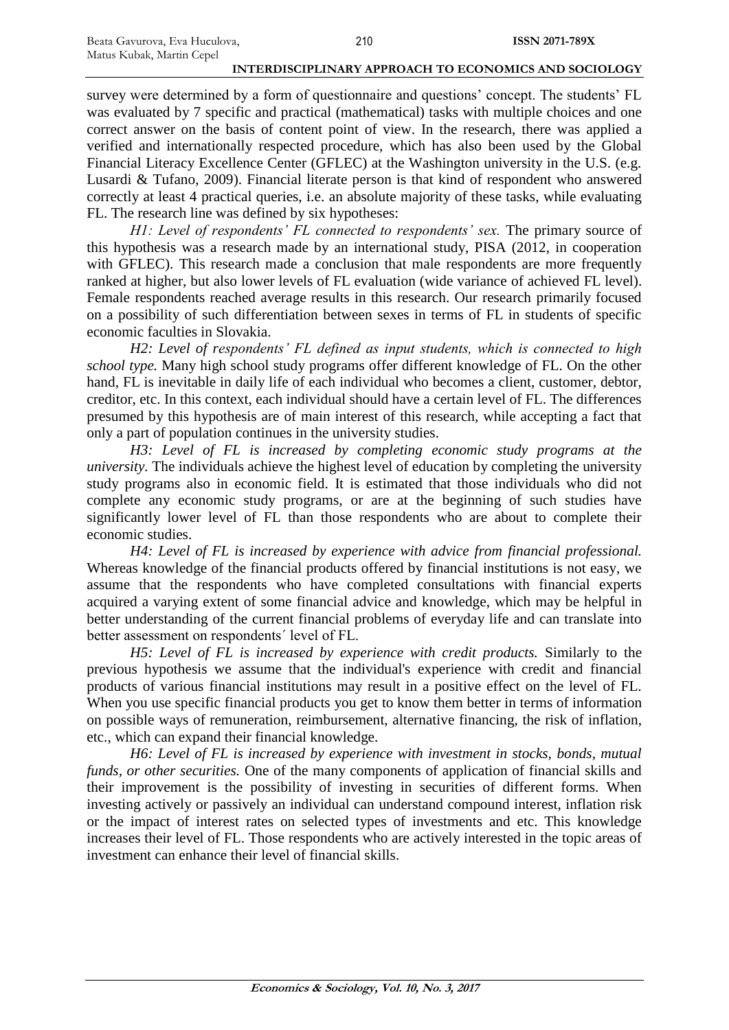survey were determined by a form of questionnaire and questions' concept. The students' FL was evaluated by 7 specific and practical (mathematical) tasks with multiple choices and one correct answer on the basis of content point of view. In the research, there was applied a verified and internationally respected procedure, which has also been used by the Global Financial Literacy Excellence Center (GFLEC) at the Washington university in the U.S. (e.g. Lusardi & Tufano, 2009). Financial literate person is that kind of respondent who answered correctly at least 4 practical queries, i.e. an absolute majority of these tasks, while evaluating FL. The research line was defined by six hypotheses:

*H1: Level of respondents' FL connected to respondents' sex.* The primary source of this hypothesis was a research made by an international study, PISA (2012, in cooperation with GFLEC). This research made a conclusion that male respondents are more frequently ranked at higher, but also lower levels of FL evaluation (wide variance of achieved FL level). Female respondents reached average results in this research. Our research primarily focused on a possibility of such differentiation between sexes in terms of FL in students of specific economic faculties in Slovakia.

*H2: Level of respondents' FL defined as input students, which is connected to high school type.* Many high school study programs offer different knowledge of FL. On the other hand, FL is inevitable in daily life of each individual who becomes a client, customer, debtor, creditor, etc. In this context, each individual should have a certain level of FL. The differences presumed by this hypothesis are of main interest of this research, while accepting a fact that only a part of population continues in the university studies.

*H3: Level of FL is increased by completing economic study programs at the university.* The individuals achieve the highest level of education by completing the university study programs also in economic field. It is estimated that those individuals who did not complete any economic study programs, or are at the beginning of such studies have significantly lower level of FL than those respondents who are about to complete their economic studies.

*H4: Level of FL is increased by experience with advice from financial professional.* Whereas knowledge of the financial products offered by financial institutions is not easy, we assume that the respondents who have completed consultations with financial experts acquired a varying extent of some financial advice and knowledge, which may be helpful in better understanding of the current financial problems of everyday life and can translate into better assessment on respondents´ level of FL.

*H5: Level of FL is increased by experience with credit products.* Similarly to the previous hypothesis we assume that the individual's experience with credit and financial products of various financial institutions may result in a positive effect on the level of FL. When you use specific financial products you get to know them better in terms of information on possible ways of remuneration, reimbursement, alternative financing, the risk of inflation, etc., which can expand their financial knowledge.

*H6: Level of FL is increased by experience with investment in stocks, bonds, mutual funds, or other securities.* One of the many components of application of financial skills and their improvement is the possibility of investing in securities of different forms. When investing actively or passively an individual can understand compound interest, inflation risk or the impact of interest rates on selected types of investments and etc. This knowledge increases their level of FL. Those respondents who are actively interested in the topic areas of investment can enhance their level of financial skills.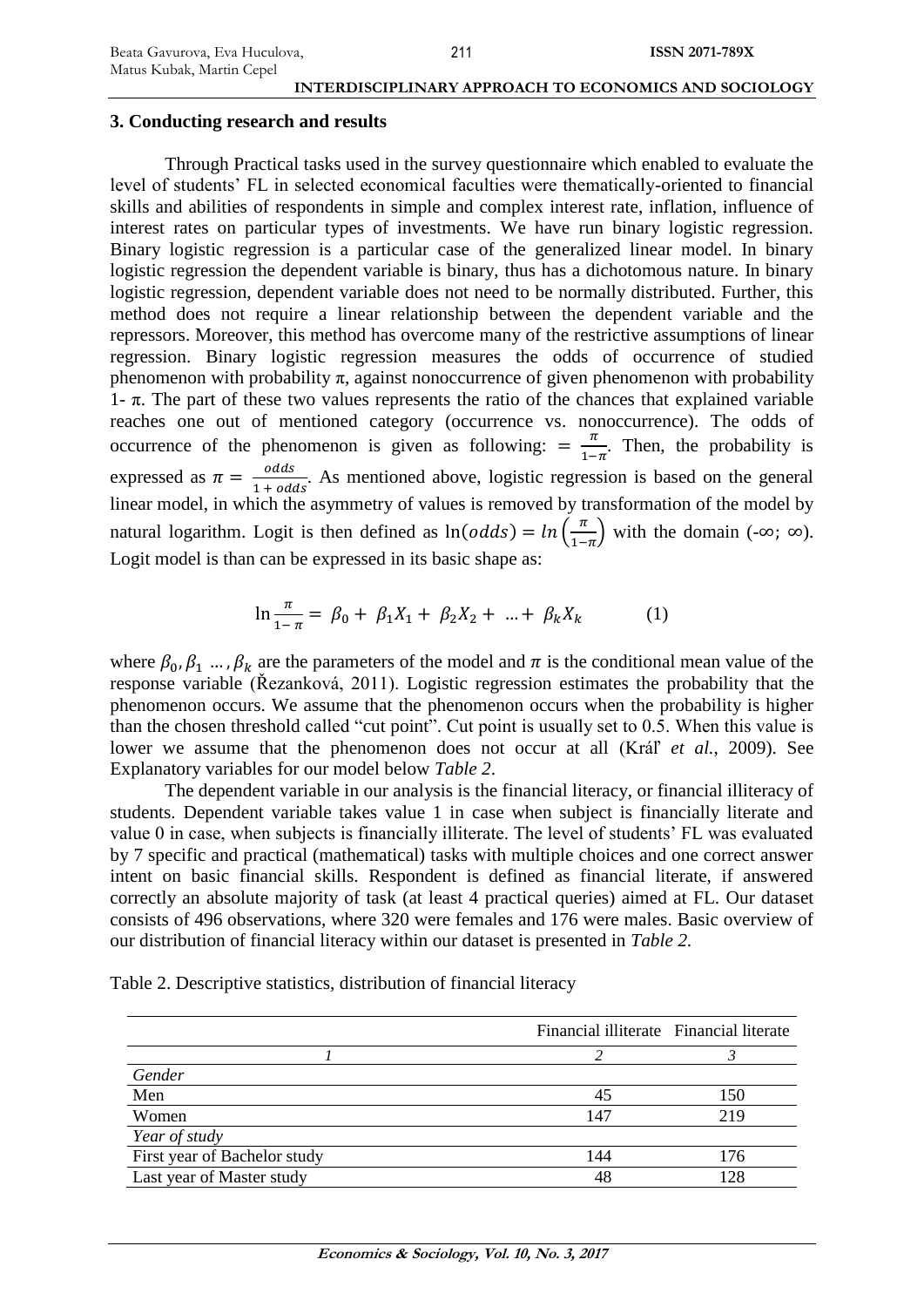## 3. Conducting research and results

Through Practical tasks used in the survey questionnaire which enabled to evaluate the level of students' FL in selected economical faculties were thematically-oriented to financial skills and abilities of respondents in simple and complex interest rate, inflation, influence of interest rates on particular types of investments. We have run binary logistic regression. Binary logistic regression is a particular case of the generalized linear model. In binary logistic regression the dependent variable is binary, thus has a dichotomous nature. In binary logistic regression, dependent variable does not need to be normally distributed. Further, this method does not require a linear relationship between the dependent variable and the repressors. Moreover, this method has overcome many of the restrictive assumptions of linear regression. Binary logistic regression measures the odds of occurrence of studied phenomenon with probability $\pi$, against nonoccurrence of given phenomenon with probability 1- $\pi$. The part of these two values represents the ratio of the chances that explained variable reaches one out of mentioned category (occurrence vs. nonoccurrence). The odds of occurrence of the phenomenon is given as following: $= \frac{\pi}{1-\pi}$. Then, the probability is expressed as $\pi = \frac{odds}{1 + odds}$. As mentioned above, logistic regression is based on the general linear model, in which the asymmetry of values is removed by transformation of the model by natural logarithm. Logit is then defined as $\ln(odds) = ln\left(\frac{\pi}{1-\pi}\right)$ with the domain (-∞; ∞). Logit model is than can be expressed in its basic shape as:

$$\ln \frac{\pi}{1-\pi} = \beta_0 + \beta_1 X_1 + \beta_2 X_2 + \ldots + \beta_k X_k \qquad (1)$$

where $\beta_0, \beta_1 \ldots, \beta_k$ are the parameters of the model and $\pi$ is the conditional mean value of the response variable (Řezanková, 2011). Logistic regression estimates the probability that the phenomenon occurs. We assume that the phenomenon occurs when the probability is higher than the chosen threshold called "cut point". Cut point is usually set to 0.5. When this value is lower we assume that the phenomenon does not occur at all (Kráľ *et al.*, 2009). See Explanatory variables for our model below *Table 2*.

The dependent variable in our analysis is the financial literacy, or financial illiteracy of students. Dependent variable takes value 1 in case when subject is financially literate and value 0 in case, when subjects is financially illiterate. The level of students' FL was evaluated by 7 specific and practical (mathematical) tasks with multiple choices and one correct answer intent on basic financial skills. Respondent is defined as financial literate, if answered correctly an absolute majority of task (at least 4 practical queries) aimed at FL. Our dataset consists of 496 observations, where 320 were females and 176 were males. Basic overview of our distribution of financial literacy within our dataset is presented in *Table 2.*

Table 2. Descriptive statistics, distribution of financial literacy

| | Financial illiterate | Financial literate |
|---|---|---|
| *1* | *2* | *3* |
| *Gender* | | |
| Men | 45 | 150 |
| Women | 147 | 219 |
| *Year of study* | | |
| First year of Bachelor study | 144 | 176 |
| Last year of Master study | 48 | 128 |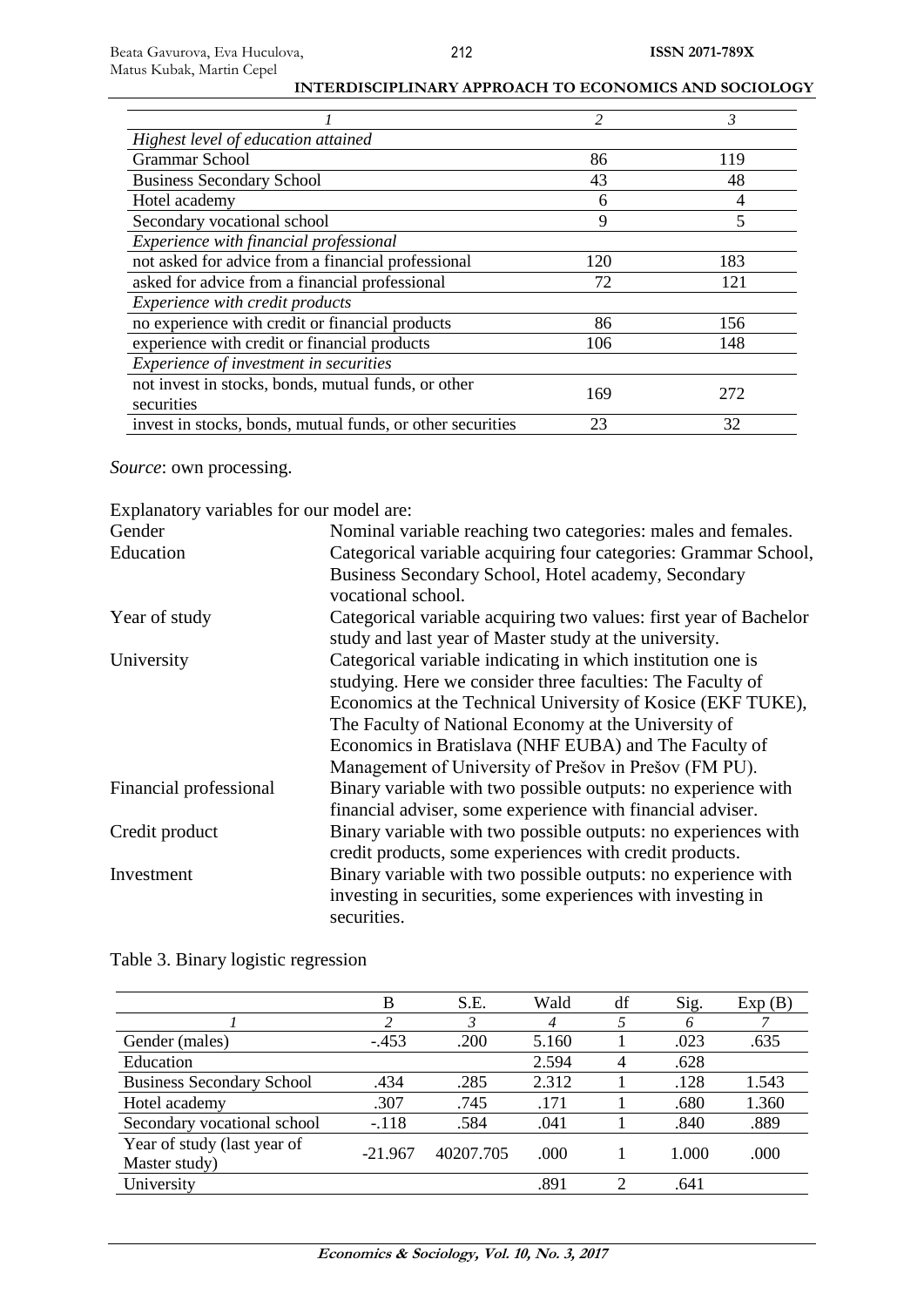| 1 | 2 | 3 |
|---|---|---|
| *Highest level of education attained* | | |
| Grammar School | 86 | 119 |
| Business Secondary School | 43 | 48 |
| Hotel academy | 6 | 4 |
| Secondary vocational school | 9 | 5 |
| *Experience with financial professional* | | |
| not asked for advice from a financial professional | 120 | 183 |
| asked for advice from a financial professional | 72 | 121 |
| *Experience with credit products* | | |
| no experience with credit or financial products | 86 | 156 |
| experience with credit or financial products | 106 | 148 |
| *Experience of investment in securities* | | |
| not invest in stocks, bonds, mutual funds, or other securities | 169 | 272 |
| invest in stocks, bonds, mutual funds, or other securities | 23 | 32 |

*Source*: own processing.

Explanatory variables for our model are:

- Gender: Nominal variable reaching two categories: males and females.
- Education: Categorical variable acquiring four categories: Grammar School, Business Secondary School, Hotel academy, Secondary vocational school.
- Year of study: Categorical variable acquiring two values: first year of Bachelor study and last year of Master study at the university.
- University: Categorical variable indicating in which institution one is studying. Here we consider three faculties: The Faculty of Economics at the Technical University of Kosice (EKF TUKE), The Faculty of National Economy at the University of Economics in Bratislava (NHF EUBA) and The Faculty of Management of University of Prešov in Prešov (FM PU).
- Financial professional: Binary variable with two possible outputs: no experience with financial adviser, some experience with financial adviser.
- Credit product: Binary variable with two possible outputs: no experiences with credit products, some experiences with credit products.
- Investment: Binary variable with two possible outputs: no experience with investing in securities, some experiences with investing in securities.

Table 3. Binary logistic regression

| | B | S.E. | Wald | df | Sig. | Exp (B) |
|---|---|---|---|---|---|---|
| *1* | *2* | *3* | *4* | *5* | *6* | *7* |
| Gender (males) | -.453 | .200 | 5.160 | 1 | .023 | .635 |
| Education | | | 2.594 | 4 | .628 | |
| Business Secondary School | .434 | .285 | 2.312 | 1 | .128 | 1.543 |
| Hotel academy | .307 | .745 | .171 | 1 | .680 | 1.360 |
| Secondary vocational school | -.118 | .584 | .041 | 1 | .840 | .889 |
| Year of study (last year of Master study) | -21.967 | 40207.705 | .000 | 1 | 1.000 | .000 |
| University | | | .891 | 2 | .641 | |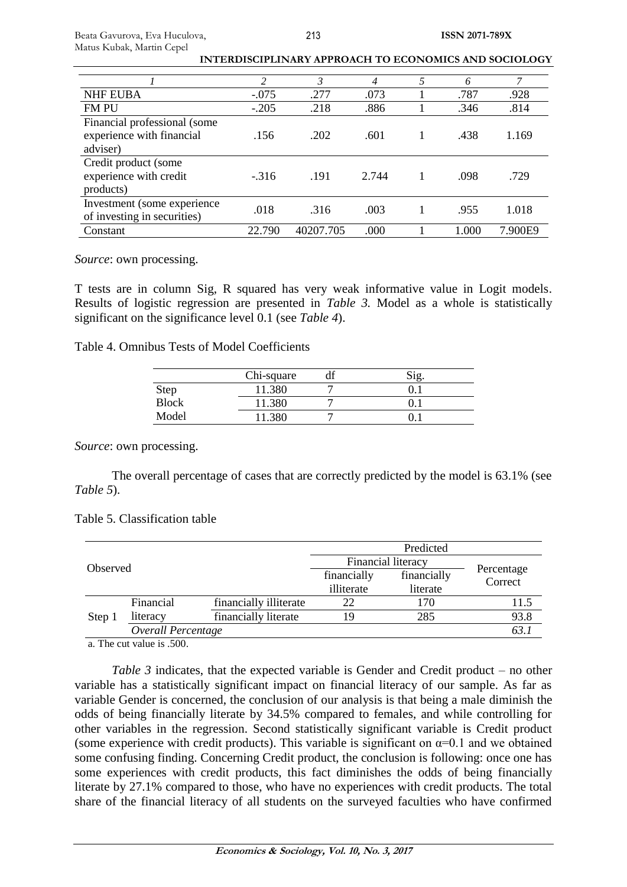| 1 | 2 | 3 | 4 | 5 | 6 | 7 |
|---|---|---|---|---|---|---|
| NHF EUBA | -.075 | .277 | .073 | 1 | .787 | .928 |
| FM PU | -.205 | .218 | .886 | 1 | .346 | .814 |
| Financial professional (some experience with financial adviser) | .156 | .202 | .601 | 1 | .438 | 1.169 |
| Credit product (some experience with credit products) | -.316 | .191 | 2.744 | 1 | .098 | .729 |
| Investment (some experience of investing in securities) | .018 | .316 | .003 | 1 | .955 | 1.018 |
| Constant | 22.790 | 40207.705 | .000 | 1 | 1.000 | 7.900E9 |

*Source*: own processing.

T tests are in column Sig, R squared has very weak informative value in Logit models. Results of logistic regression are presented in *Table 3.* Model as a whole is statistically significant on the significance level 0.1 (see *Table 4*).

Table 4. Omnibus Tests of Model Coefficients

| | Chi-square | df | Sig. |
|---|---|---|---|
| Step | 11.380 | 7 | 0.1 |
| Block | 11.380 | 7 | 0.1 |
| Model | 11.380 | 7 | 0.1 |

*Source*: own processing.

The overall percentage of cases that are correctly predicted by the model is 63.1% (see *Table 5*).

Table 5. Classification table

| Observed | | | Predicted | | |
|---|---|---|---|---|---|
| | | | Financial literacy | | Percentage Correct |
| | | | financially illiterate | financially literate | |
| Step 1 | Financial literacy | financially illiterate | 22 | 170 | 11.5 |
| | | financially literate | 19 | 285 | 93.8 |
| | *Overall Percentage* | | | | *63.1* |

a. The cut value is .500.

*Table 3* indicates, that the expected variable is Gender and Credit product – no other variable has a statistically significant impact on financial literacy of our sample. As far as variable Gender is concerned, the conclusion of our analysis is that being a male diminish the odds of being financially literate by 34.5% compared to females, and while controlling for other variables in the regression. Second statistically significant variable is Credit product (some experience with credit products). This variable is significant on $\alpha=0.1$ and we obtained some confusing finding. Concerning Credit product, the conclusion is following: once one has some experiences with credit products, this fact diminishes the odds of being financially literate by 27.1% compared to those, who have no experiences with credit products. The total share of the financial literacy of all students on the surveyed faculties who have confirmed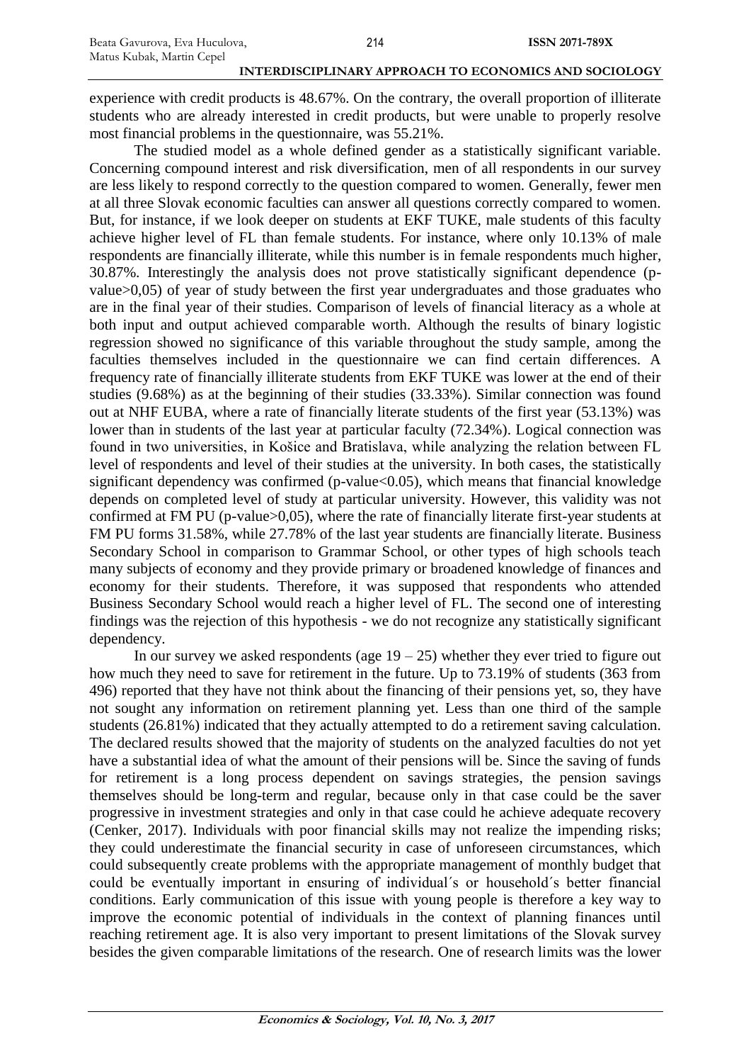experience with credit products is 48.67%. On the contrary, the overall proportion of illiterate students who are already interested in credit products, but were unable to properly resolve most financial problems in the questionnaire, was 55.21%.

The studied model as a whole defined gender as a statistically significant variable. Concerning compound interest and risk diversification, men of all respondents in our survey are less likely to respond correctly to the question compared to women. Generally, fewer men at all three Slovak economic faculties can answer all questions correctly compared to women. But, for instance, if we look deeper on students at EKF TUKE, male students of this faculty achieve higher level of FL than female students. For instance, where only 10.13% of male respondents are financially illiterate, while this number is in female respondents much higher, 30.87%. Interestingly the analysis does not prove statistically significant dependence (p-value>0,05) of year of study between the first year undergraduates and those graduates who are in the final year of their studies. Comparison of levels of financial literacy as a whole at both input and output achieved comparable worth. Although the results of binary logistic regression showed no significance of this variable throughout the study sample, among the faculties themselves included in the questionnaire we can find certain differences. A frequency rate of financially illiterate students from EKF TUKE was lower at the end of their studies (9.68%) as at the beginning of their studies (33.33%). Similar connection was found out at NHF EUBA, where a rate of financially literate students of the first year (53.13%) was lower than in students of the last year at particular faculty (72.34%). Logical connection was found in two universities, in Košice and Bratislava, while analyzing the relation between FL level of respondents and level of their studies at the university. In both cases, the statistically significant dependency was confirmed (p-value<0.05), which means that financial knowledge depends on completed level of study at particular university. However, this validity was not confirmed at FM PU (p-value>0,05), where the rate of financially literate first-year students at FM PU forms 31.58%, while 27.78% of the last year students are financially literate. Business Secondary School in comparison to Grammar School, or other types of high schools teach many subjects of economy and they provide primary or broadened knowledge of finances and economy for their students. Therefore, it was supposed that respondents who attended Business Secondary School would reach a higher level of FL. The second one of interesting findings was the rejection of this hypothesis - we do not recognize any statistically significant dependency.

In our survey we asked respondents (age 19 – 25) whether they ever tried to figure out how much they need to save for retirement in the future. Up to 73.19% of students (363 from 496) reported that they have not think about the financing of their pensions yet, so, they have not sought any information on retirement planning yet. Less than one third of the sample students (26.81%) indicated that they actually attempted to do a retirement saving calculation. The declared results showed that the majority of students on the analyzed faculties do not yet have a substantial idea of what the amount of their pensions will be. Since the saving of funds for retirement is a long process dependent on savings strategies, the pension savings themselves should be long-term and regular, because only in that case could be the saver progressive in investment strategies and only in that case could he achieve adequate recovery (Cenker, 2017). Individuals with poor financial skills may not realize the impending risks; they could underestimate the financial security in case of unforeseen circumstances, which could subsequently create problems with the appropriate management of monthly budget that could be eventually important in ensuring of individual´s or household´s better financial conditions. Early communication of this issue with young people is therefore a key way to improve the economic potential of individuals in the context of planning finances until reaching retirement age. It is also very important to present limitations of the Slovak survey besides the given comparable limitations of the research. One of research limits was the lower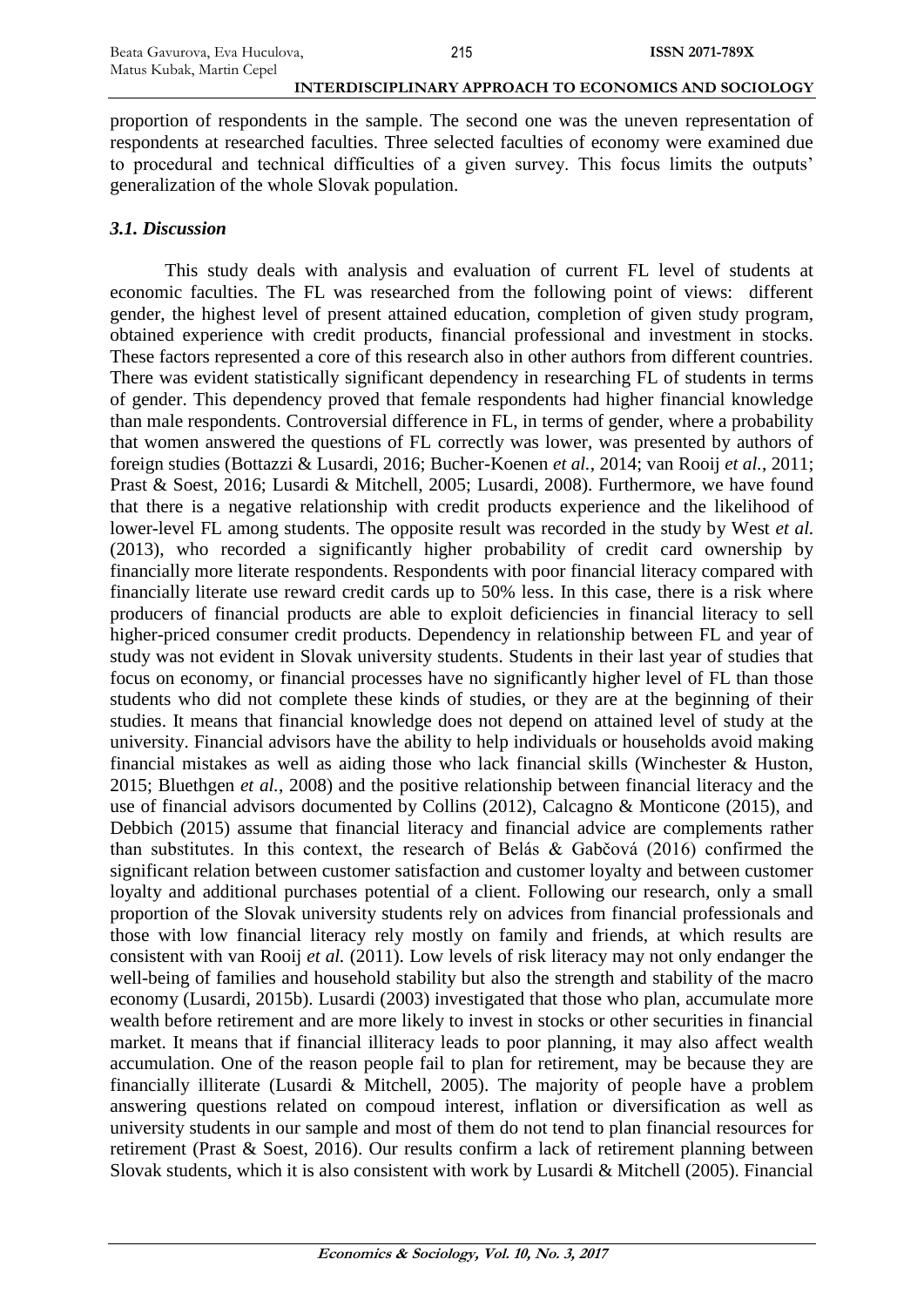proportion of respondents in the sample. The second one was the uneven representation of respondents at researched faculties. Three selected faculties of economy were examined due to procedural and technical difficulties of a given survey. This focus limits the outputs' generalization of the whole Slovak population.

### *3.1. Discussion*

This study deals with analysis and evaluation of current FL level of students at economic faculties. The FL was researched from the following point of views: different gender, the highest level of present attained education, completion of given study program, obtained experience with credit products, financial professional and investment in stocks. These factors represented a core of this research also in other authors from different countries. There was evident statistically significant dependency in researching FL of students in terms of gender. This dependency proved that female respondents had higher financial knowledge than male respondents. Controversial difference in FL, in terms of gender, where a probability that women answered the questions of FL correctly was lower, was presented by authors of foreign studies (Bottazzi & Lusardi, 2016; Bucher-Koenen *et al.*, 2014; van Rooij *et al.*, 2011; Prast & Soest, 2016; Lusardi & Mitchell, 2005; Lusardi, 2008). Furthermore, we have found that there is a negative relationship with credit products experience and the likelihood of lower-level FL among students. The opposite result was recorded in the study by West *et al.* (2013), who recorded a significantly higher probability of credit card ownership by financially more literate respondents. Respondents with poor financial literacy compared with financially literate use reward credit cards up to 50% less. In this case, there is a risk where producers of financial products are able to exploit deficiencies in financial literacy to sell higher-priced consumer credit products. Dependency in relationship between FL and year of study was not evident in Slovak university students. Students in their last year of studies that focus on economy, or financial processes have no significantly higher level of FL than those students who did not complete these kinds of studies, or they are at the beginning of their studies. It means that financial knowledge does not depend on attained level of study at the university. Financial advisors have the ability to help individuals or households avoid making financial mistakes as well as aiding those who lack financial skills (Winchester & Huston, 2015; Bluethgen *et al.*, 2008) and the positive relationship between financial literacy and the use of financial advisors documented by Collins (2012), Calcagno & Monticone (2015), and Debbich (2015) assume that financial literacy and financial advice are complements rather than substitutes. In this context, the research of Belás & Gabčová (2016) confirmed the significant relation between customer satisfaction and customer loyalty and between customer loyalty and additional purchases potential of a client. Following our research, only a small proportion of the Slovak university students rely on advices from financial professionals and those with low financial literacy rely mostly on family and friends, at which results are consistent with van Rooij *et al.* (2011). Low levels of risk literacy may not only endanger the well-being of families and household stability but also the strength and stability of the macro economy (Lusardi, 2015b). Lusardi (2003) investigated that those who plan, accumulate more wealth before retirement and are more likely to invest in stocks or other securities in financial market. It means that if financial illiteracy leads to poor planning, it may also affect wealth accumulation. One of the reason people fail to plan for retirement, may be because they are financially illiterate (Lusardi & Mitchell, 2005). The majority of people have a problem answering questions related on compoud interest, inflation or diversification as well as university students in our sample and most of them do not tend to plan financial resources for retirement (Prast & Soest, 2016). Our results confirm a lack of retirement planning between Slovak students, which it is also consistent with work by Lusardi & Mitchell (2005). Financial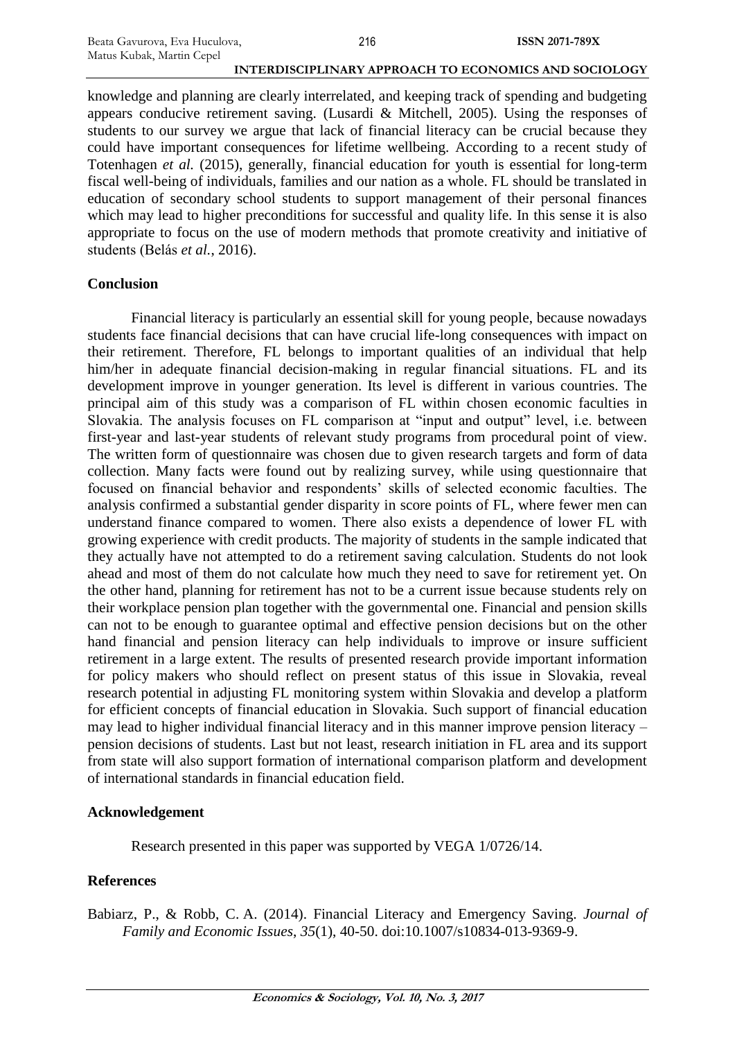knowledge and planning are clearly interrelated, and keeping track of spending and budgeting appears conducive retirement saving. (Lusardi & Mitchell, 2005). Using the responses of students to our survey we argue that lack of financial literacy can be crucial because they could have important consequences for lifetime wellbeing. According to a recent study of Totenhagen *et al.* (2015), generally, financial education for youth is essential for long-term fiscal well-being of individuals, families and our nation as a whole. FL should be translated in education of secondary school students to support management of their personal finances which may lead to higher preconditions for successful and quality life. In this sense it is also appropriate to focus on the use of modern methods that promote creativity and initiative of students (Belás *et al.*, 2016).

## Conclusion

Financial literacy is particularly an essential skill for young people, because nowadays students face financial decisions that can have crucial life-long consequences with impact on their retirement. Therefore, FL belongs to important qualities of an individual that help him/her in adequate financial decision-making in regular financial situations. FL and its development improve in younger generation. Its level is different in various countries. The principal aim of this study was a comparison of FL within chosen economic faculties in Slovakia. The analysis focuses on FL comparison at "input and output" level, i.e. between first-year and last-year students of relevant study programs from procedural point of view. The written form of questionnaire was chosen due to given research targets and form of data collection. Many facts were found out by realizing survey, while using questionnaire that focused on financial behavior and respondents' skills of selected economic faculties. The analysis confirmed a substantial gender disparity in score points of FL, where fewer men can understand finance compared to women. There also exists a dependence of lower FL with growing experience with credit products. The majority of students in the sample indicated that they actually have not attempted to do a retirement saving calculation. Students do not look ahead and most of them do not calculate how much they need to save for retirement yet. On the other hand, planning for retirement has not to be a current issue because students rely on their workplace pension plan together with the governmental one. Financial and pension skills can not to be enough to guarantee optimal and effective pension decisions but on the other hand financial and pension literacy can help individuals to improve or insure sufficient retirement in a large extent. The results of presented research provide important information for policy makers who should reflect on present status of this issue in Slovakia, reveal research potential in adjusting FL monitoring system within Slovakia and develop a platform for efficient concepts of financial education in Slovakia. Such support of financial education may lead to higher individual financial literacy and in this manner improve pension literacy – pension decisions of students. Last but not least, research initiation in FL area and its support from state will also support formation of international comparison platform and development of international standards in financial education field.

## Acknowledgement

Research presented in this paper was supported by VEGA 1/0726/14.

## References

Babiarz, P., & Robb, C. A. (2014). Financial Literacy and Emergency Saving. *Journal of Family and Economic Issues*, *35*(1), 40-50. doi:10.1007/s10834-013-9369-9.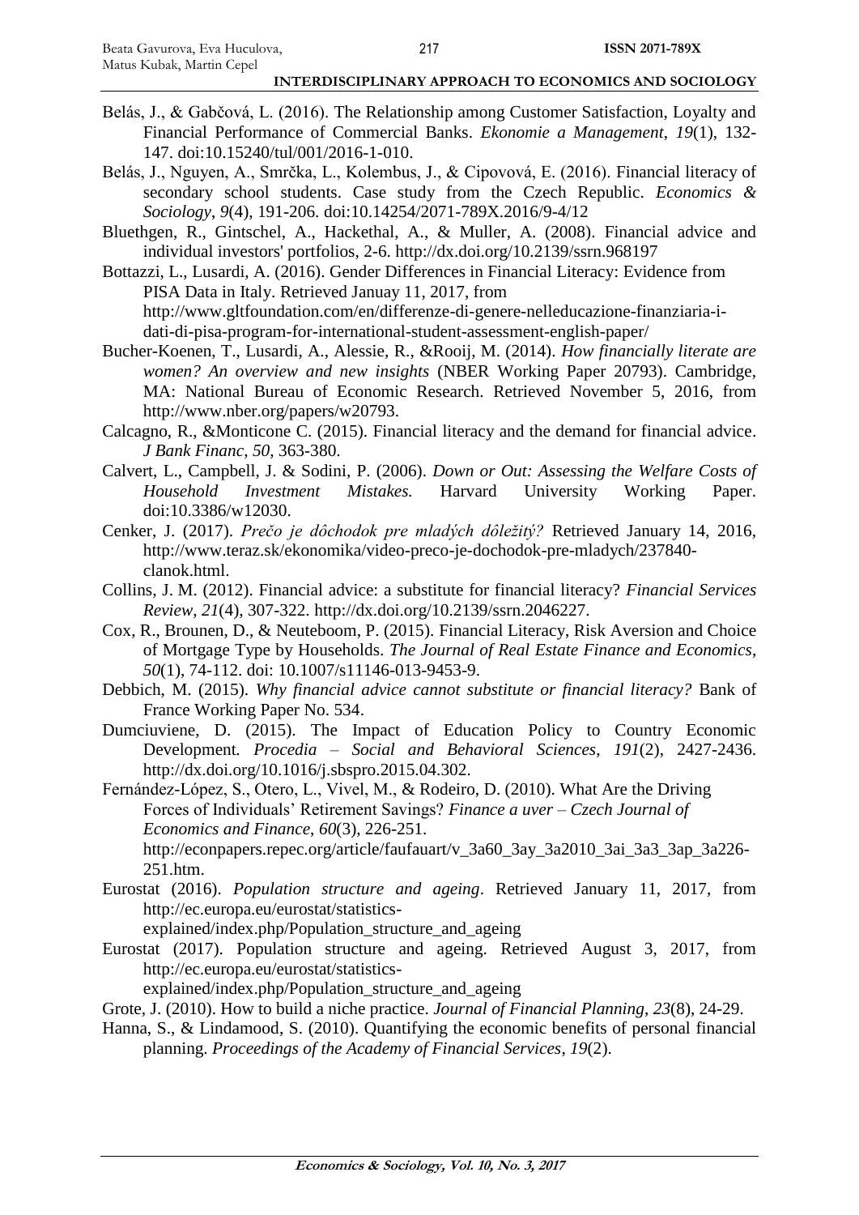Belás, J., & Gabčová, L. (2016). The Relationship among Customer Satisfaction, Loyalty and Financial Performance of Commercial Banks. *Ekonomie a Management*, *19*(1), 132-147. doi:10.15240/tul/001/2016-1-010.

Belás, J., Nguyen, A., Smrčka, L., Kolembus, J., & Cipovová, E. (2016). Financial literacy of secondary school students. Case study from the Czech Republic. *Economics & Sociology*, *9*(4), 191-206. doi:10.14254/2071-789X.2016/9-4/12

Bluethgen, R., Gintschel, A., Hackethal, A., & Muller, A. (2008). Financial advice and individual investors' portfolios, 2-6. http://dx.doi.org/10.2139/ssrn.968197

Bottazzi, L., Lusardi, A. (2016). Gender Differences in Financial Literacy: Evidence from PISA Data in Italy. Retrieved Januay 11, 2017, from http://www.gltfoundation.com/en/differenze-di-genere-nelleducazione-finanziaria-i-dati-di-pisa-program-for-international-student-assessment-english-paper/

Bucher-Koenen, T., Lusardi, A., Alessie, R., &Rooij, M. (2014). *How financially literate are women? An overview and new insights* (NBER Working Paper 20793). Cambridge, MA: National Bureau of Economic Research. Retrieved November 5, 2016, from http://www.nber.org/papers/w20793.

Calcagno, R., &Monticone C. (2015). Financial literacy and the demand for financial advice. *J Bank Financ*, *50*, 363-380.

Calvert, L., Campbell, J. & Sodini, P. (2006). *Down or Out: Assessing the Welfare Costs of Household Investment Mistakes.* Harvard University Working Paper. doi:10.3386/w12030.

Cenker, J. (2017). *Prečo je dôchodok pre mladých dôležitý?* Retrieved January 14, 2016, http://www.teraz.sk/ekonomika/video-preco-je-dochodok-pre-mladych/237840-clanok.html.

Collins, J. M. (2012). Financial advice: a substitute for financial literacy? *Financial Services Review*, *21*(4), 307-322. http://dx.doi.org/10.2139/ssrn.2046227.

Cox, R., Brounen, D., & Neuteboom, P. (2015). Financial Literacy, Risk Aversion and Choice of Mortgage Type by Households. *The Journal of Real Estate Finance and Economics*, *50*(1), 74-112. doi: 10.1007/s11146-013-9453-9.

Debbich, M. (2015). *Why financial advice cannot substitute or financial literacy?* Bank of France Working Paper No. 534.

Dumciuviene, D. (2015). The Impact of Education Policy to Country Economic Development. *Procedia – Social and Behavioral Sciences*, *191*(2), 2427-2436. http://dx.doi.org/10.1016/j.sbspro.2015.04.302.

Fernández-López, S., Otero, L., Vivel, M., & Rodeiro, D. (2010). What Are the Driving Forces of Individuals' Retirement Savings? *Finance a uver – Czech Journal of Economics and Finance*, *60*(3), 226-251. http://econpapers.repec.org/article/faufauart/v_3a60_3ay_3a2010_3ai_3a3_3ap_3a226-251.htm.

Eurostat (2016). *Population structure and ageing*. Retrieved January 11, 2017, from http://ec.europa.eu/eurostat/statistics-explained/index.php/Population_structure_and_ageing

Eurostat (2017). Population structure and ageing. Retrieved August 3, 2017, from http://ec.europa.eu/eurostat/statistics-explained/index.php/Population_structure_and_ageing

Grote, J. (2010). How to build a niche practice. *Journal of Financial Planning*, *23*(8), 24-29.

Hanna, S., & Lindamood, S. (2010). Quantifying the economic benefits of personal financial planning. *Proceedings of the Academy of Financial Services*, *19*(2).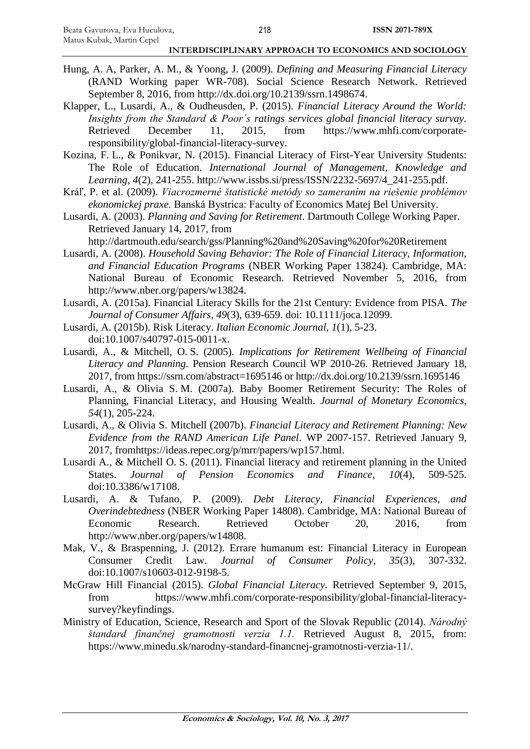Hung, A. A, Parker, A. M., & Yoong, J. (2009). *Defining and Measuring Financial Literacy* (RAND Working paper WR-708). Social Science Research Network. Retrieved September 8, 2016, from http://dx.doi.org/10.2139/ssrn.1498674.

Klapper, L., Lusardi, A., & Oudheusden, P. (2015). *Financial Literacy Around the World: Insights from the Standard & Poor´s ratings services global financial literacy survay*. Retrieved December 11, 2015, from https://www.mhfi.com/corporate-responsibility/global-financial-literacy-survey.

Kozina, F. L., & Ponikvar, N. (2015). Financial Literacy of First-Year University Students: The Role of Education. *International Journal of Management, Knowledge and Learning*, *4*(2), 241-255. http://www.issbs.si/press/ISSN/2232-5697/4_241-255.pdf.

Kráľ, P. et al. (2009). *Viacrozmerné štatistické metódy so zameraním na riešenie problémov ekonomickej praxe*. Banská Bystrica: Faculty of Economics Matej Bel University.

Lusardi, A. (2003). *Planning and Saving for Retirement*. Dartmouth College Working Paper. Retrieved January 14, 2017, from http://dartmouth.edu/search/gss/Planning%20and%20Saving%20for%20Retirement

Lusardi, A. (2008). *Household Saving Behavior: The Role of Financial Literacy, Information, and Financial Education Programs* (NBER Working Paper 13824). Cambridge, MA: National Bureau of Economic Research. Retrieved November 5, 2016, from http://www.nber.org/papers/w13824.

Lusardi, A. (2015a). Financial Literacy Skills for the 21st Century: Evidence from PISA. *The Journal of Consumer Affairs*, *49*(3), 639-659. doi: 10.1111/joca.12099.

Lusardi, A. (2015b). Risk Literacy. *Italian Economic Journal*, *1*(1), 5-23. doi:10.1007/s40797-015-0011-x.

Lusardi, A., & Mitchell, O. S. (2005). *Implications for Retirement Wellbeing of Financial Literacy and Planning*. Pension Research Council WP 2010-26. Retrieved January 18, 2017, from https://ssrn.com/abstract=1695146 or http://dx.doi.org/10.2139/ssrn.1695146

Lusardi, A., & Olivia S. M. (2007a). Baby Boomer Retirement Security: The Roles of Planning, Financial Literacy, and Housing Wealth. *Journal of Monetary Economics*, *54*(1), 205-224.

Lusardi, A., & Olivia S. Mitchell (2007b). *Financial Literacy and Retirement Planning: New Evidence from the RAND American Life Panel*. WP 2007-157. Retrieved January 9, 2017, fromhttps://ideas.repec.org/p/mrr/papers/wp157.html.

Lusardi A., & Mitchell O. S. (2011). Financial literacy and retirement planning in the United States. *Journal of Pension Economics and Finance*, *10*(4), 509-525. doi:10.3386/w17108.

Lusardi, A. & Tufano, P. (2009). *Debt Literacy, Financial Experiences, and Overindebtedness* (NBER Working Paper 14808). Cambridge, MA: National Bureau of Economic Research. Retrieved October 20, 2016, from http://www.nber.org/papers/w14808.

Mak, V., & Braspenning, J. (2012). Errare humanum est: Financial Literacy in European Consumer Credit Law. *Journal of Consumer Policy*, *35*(3), 307-332. doi:10.1007/s10603-012-9198-5.

McGraw Hill Financial (2015). *Global Financial Literacy*. Retrieved September 9, 2015, from https://www.mhfi.com/corporate-responsibility/global-financial-literacy-survey?keyfindings.

Ministry of Education, Science, Research and Sport of the Slovak Republic (2014). *Národný štandard finančnej gramotnosti verzia 1.1.* Retrieved August 8, 2015, from: https://www.minedu.sk/narodny-standard-financnej-gramotnosti-verzia-11/.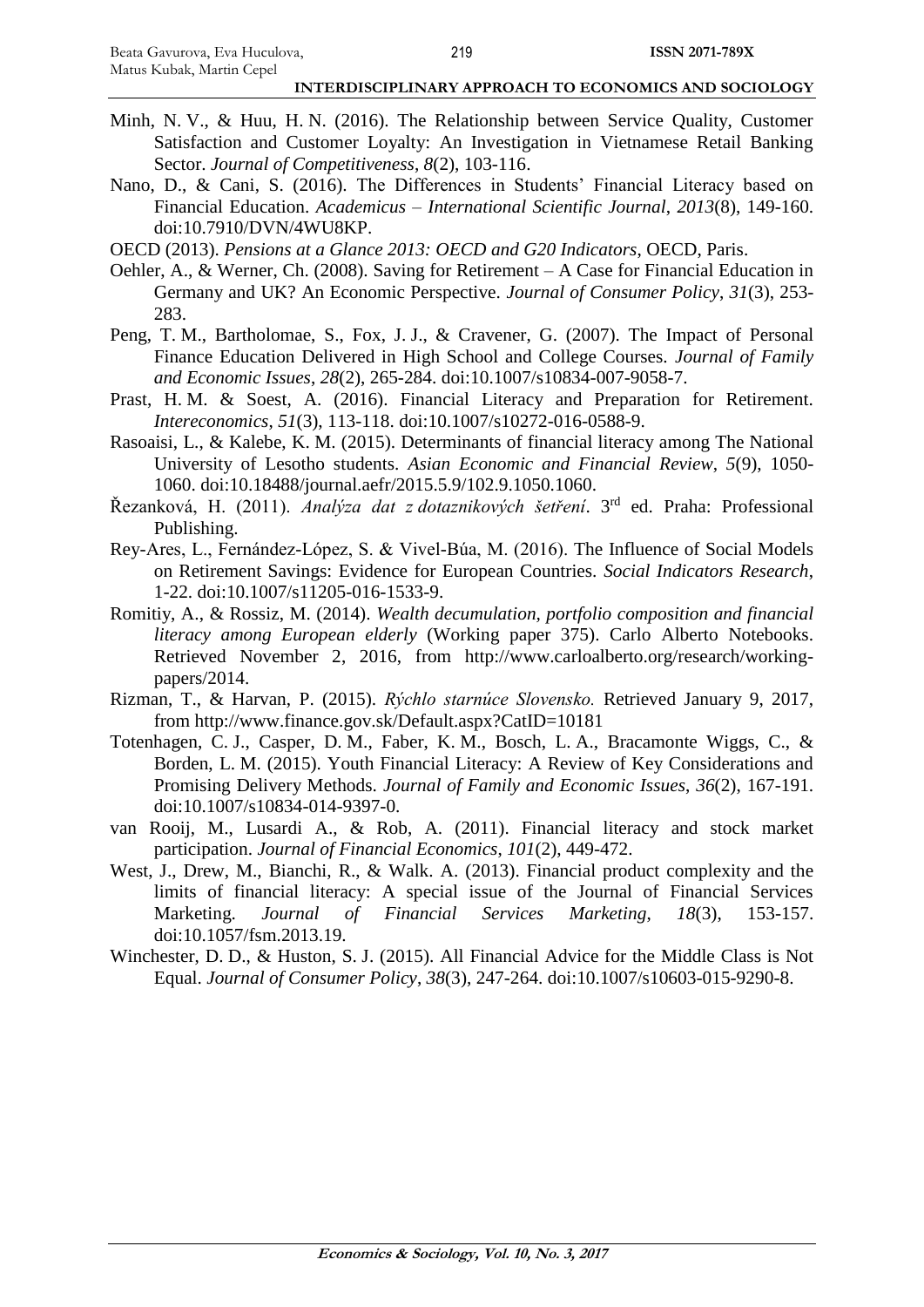Minh, N. V., & Huu, H. N. (2016). The Relationship between Service Quality, Customer Satisfaction and Customer Loyalty: An Investigation in Vietnamese Retail Banking Sector. *Journal of Competitiveness*, *8*(2), 103-116.

Nano, D., & Cani, S. (2016). The Differences in Students' Financial Literacy based on Financial Education. *Academicus – International Scientific Journal*, *2013*(8), 149-160. doi:10.7910/DVN/4WU8KP.

OECD (2013). *Pensions at a Glance 2013: OECD and G20 Indicators*, OECD, Paris.

Oehler, A., & Werner, Ch. (2008). Saving for Retirement – A Case for Financial Education in Germany and UK? An Economic Perspective. *Journal of Consumer Policy*, *31*(3), 253-283.

Peng, T. M., Bartholomae, S., Fox, J. J., & Cravener, G. (2007). The Impact of Personal Finance Education Delivered in High School and College Courses. *Journal of Family and Economic Issues*, *28*(2), 265-284. doi:10.1007/s10834-007-9058-7.

Prast, H. M. & Soest, A. (2016). Financial Literacy and Preparation for Retirement. *Intereconomics*, *51*(3), 113-118. doi:10.1007/s10272-016-0588-9.

Rasoaisi, L., & Kalebe, K. M. (2015). Determinants of financial literacy among The National University of Lesotho students. *Asian Economic and Financial Review*, *5*(9), 1050-1060. doi:10.18488/journal.aefr/2015.5.9/102.9.1050.1060.

Řezanková, H. (2011). *Analýza dat z dotaznikových šetření*. 3rd ed. Praha: Professional Publishing.

Rey-Ares, L., Fernández-López, S. & Vivel-Búa, M. (2016). The Influence of Social Models on Retirement Savings: Evidence for European Countries. *Social Indicators Research*, 1-22. doi:10.1007/s11205-016-1533-9.

Romitiy, A., & Rossiz, M. (2014). *Wealth decumulation, portfolio composition and financial literacy among European elderly* (Working paper 375). Carlo Alberto Notebooks. Retrieved November 2, 2016, from http://www.carloalberto.org/research/working-papers/2014.

Rizman, T., & Harvan, P. (2015). *Rýchlo starnúce Slovensko.* Retrieved January 9, 2017, from http://www.finance.gov.sk/Default.aspx?CatID=10181

Totenhagen, C. J., Casper, D. M., Faber, K. M., Bosch, L. A., Bracamonte Wiggs, C., & Borden, L. M. (2015). Youth Financial Literacy: A Review of Key Considerations and Promising Delivery Methods. *Journal of Family and Economic Issues*, *36*(2), 167-191. doi:10.1007/s10834-014-9397-0.

van Rooij, M., Lusardi A., & Rob, A. (2011). Financial literacy and stock market participation. *Journal of Financial Economics*, *101*(2), 449-472.

West, J., Drew, M., Bianchi, R., & Walk. A. (2013). Financial product complexity and the limits of financial literacy: A special issue of the Journal of Financial Services Marketing. *Journal of Financial Services Marketing*, *18*(3), 153-157. doi:10.1057/fsm.2013.19.

Winchester, D. D., & Huston, S. J. (2015). All Financial Advice for the Middle Class is Not Equal. *Journal of Consumer Policy*, *38*(3), 247-264. doi:10.1007/s10603-015-9290-8.